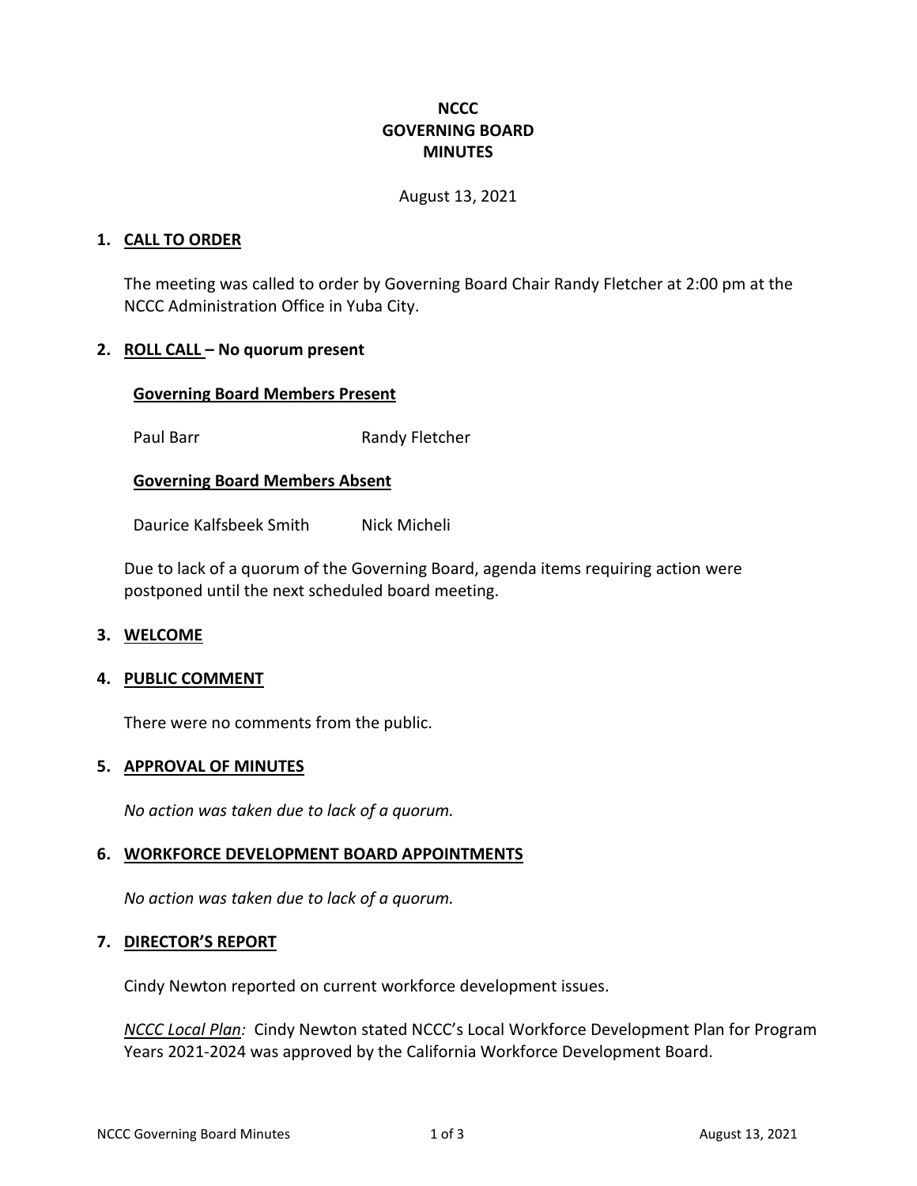# NCCC
# GOVERNING BOARD
# MINUTES

August 13, 2021

## 1. CALL TO ORDER

The meeting was called to order by Governing Board Chair Randy Fletcher at 2:00 pm at the NCCC Administration Office in Yuba City.

## 2. ROLL CALL – No quorum present

**Governing Board Members Present**

Paul Barr　　　Randy Fletcher

**Governing Board Members Absent**

Daurice Kalfsbeek Smith　　　Nick Micheli

Due to lack of a quorum of the Governing Board, agenda items requiring action were postponed until the next scheduled board meeting.

## 3. WELCOME

## 4. PUBLIC COMMENT

There were no comments from the public.

## 5. APPROVAL OF MINUTES

*No action was taken due to lack of a quorum.*

## 6. WORKFORCE DEVELOPMENT BOARD APPOINTMENTS

*No action was taken due to lack of a quorum.*

## 7. DIRECTOR'S REPORT

Cindy Newton reported on current workforce development issues.

*NCCC Local Plan:* Cindy Newton stated NCCC's Local Workforce Development Plan for Program Years 2021-2024 was approved by the California Workforce Development Board.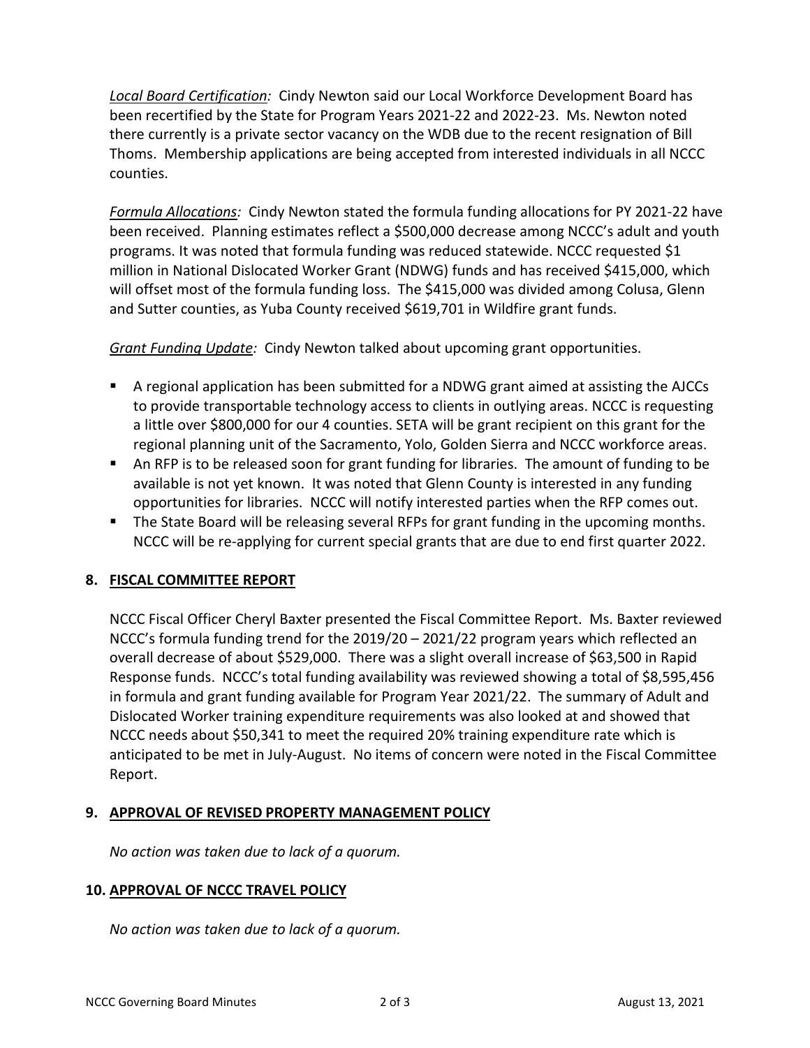*Local Board Certification:* Cindy Newton said our Local Workforce Development Board has been recertified by the State for Program Years 2021-22 and 2022-23. Ms. Newton noted there currently is a private sector vacancy on the WDB due to the recent resignation of Bill Thoms. Membership applications are being accepted from interested individuals in all NCCC counties.

*Formula Allocations:* Cindy Newton stated the formula funding allocations for PY 2021-22 have been received. Planning estimates reflect a $500,000 decrease among NCCC's adult and youth programs. It was noted that formula funding was reduced statewide. NCCC requested $1 million in National Dislocated Worker Grant (NDWG) funds and has received $415,000, which will offset most of the formula funding loss. The $415,000 was divided among Colusa, Glenn and Sutter counties, as Yuba County received $619,701 in Wildfire grant funds.

*Grant Funding Update:* Cindy Newton talked about upcoming grant opportunities.

- A regional application has been submitted for a NDWG grant aimed at assisting the AJCCs to provide transportable technology access to clients in outlying areas. NCCC is requesting a little over $800,000 for our 4 counties. SETA will be grant recipient on this grant for the regional planning unit of the Sacramento, Yolo, Golden Sierra and NCCC workforce areas.
- An RFP is to be released soon for grant funding for libraries. The amount of funding to be available is not yet known. It was noted that Glenn County is interested in any funding opportunities for libraries. NCCC will notify interested parties when the RFP comes out.
- The State Board will be releasing several RFPs for grant funding in the upcoming months. NCCC will be re-applying for current special grants that are due to end first quarter 2022.

## 8. FISCAL COMMITTEE REPORT

NCCC Fiscal Officer Cheryl Baxter presented the Fiscal Committee Report. Ms. Baxter reviewed NCCC's formula funding trend for the 2019/20 – 2021/22 program years which reflected an overall decrease of about $529,000. There was a slight overall increase of $63,500 in Rapid Response funds. NCCC's total funding availability was reviewed showing a total of $8,595,456 in formula and grant funding available for Program Year 2021/22. The summary of Adult and Dislocated Worker training expenditure requirements was also looked at and showed that NCCC needs about $50,341 to meet the required 20% training expenditure rate which is anticipated to be met in July-August. No items of concern were noted in the Fiscal Committee Report.

## 9. APPROVAL OF REVISED PROPERTY MANAGEMENT POLICY

*No action was taken due to lack of a quorum.*

## 10. APPROVAL OF NCCC TRAVEL POLICY

*No action was taken due to lack of a quorum.*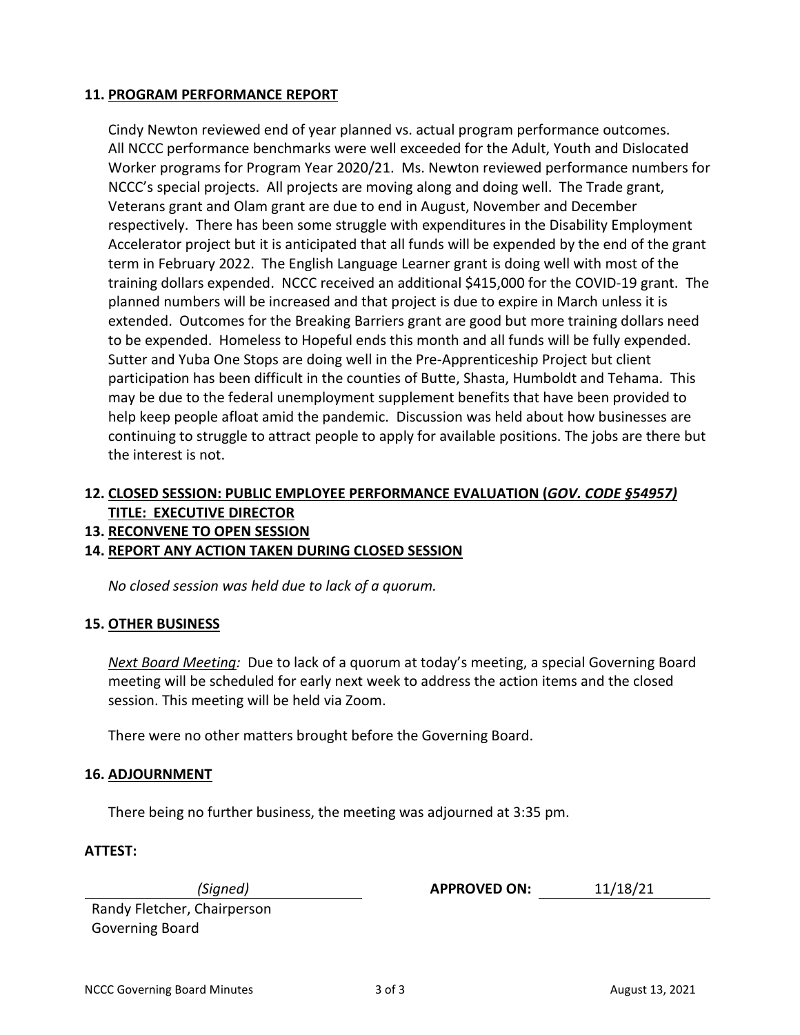**11. PROGRAM PERFORMANCE REPORT**

Cindy Newton reviewed end of year planned vs. actual program performance outcomes. All NCCC performance benchmarks were well exceeded for the Adult, Youth and Dislocated Worker programs for Program Year 2020/21. Ms. Newton reviewed performance numbers for NCCC's special projects. All projects are moving along and doing well. The Trade grant, Veterans grant and Olam grant are due to end in August, November and December respectively. There has been some struggle with expenditures in the Disability Employment Accelerator project but it is anticipated that all funds will be expended by the end of the grant term in February 2022. The English Language Learner grant is doing well with most of the training dollars expended. NCCC received an additional $415,000 for the COVID-19 grant. The planned numbers will be increased and that project is due to expire in March unless it is extended. Outcomes for the Breaking Barriers grant are good but more training dollars need to be expended. Homeless to Hopeful ends this month and all funds will be fully expended. Sutter and Yuba One Stops are doing well in the Pre-Apprenticeship Project but client participation has been difficult in the counties of Butte, Shasta, Humboldt and Tehama. This may be due to the federal unemployment supplement benefits that have been provided to help keep people afloat amid the pandemic. Discussion was held about how businesses are continuing to struggle to attract people to apply for available positions. The jobs are there but the interest is not.

**12. CLOSED SESSION: PUBLIC EMPLOYEE PERFORMANCE EVALUATION (*GOV. CODE §54957)* TITLE: EXECUTIVE DIRECTOR**

**13. RECONVENE TO OPEN SESSION**

**14. REPORT ANY ACTION TAKEN DURING CLOSED SESSION**

*No closed session was held due to lack of a quorum.*

**15. OTHER BUSINESS**

*Next Board Meeting:* Due to lack of a quorum at today's meeting, a special Governing Board meeting will be scheduled for early next week to address the action items and the closed session. This meeting will be held via Zoom.

There were no other matters brought before the Governing Board.

**16. ADJOURNMENT**

There being no further business, the meeting was adjourned at 3:35 pm.

**ATTEST:**

*(Signed)* **APPROVED ON:** 11/18/21

Randy Fletcher, Chairperson
Governing Board